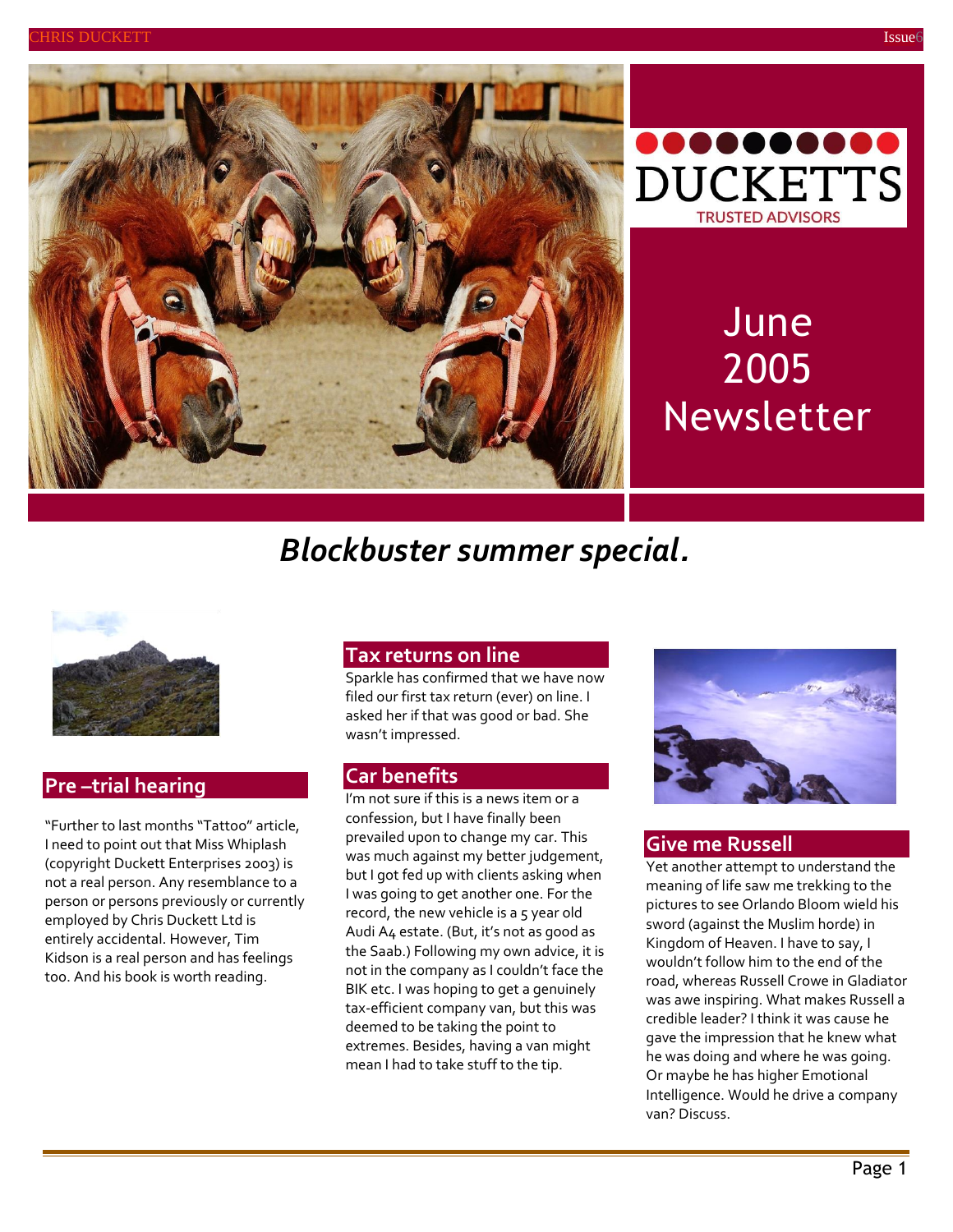DUCKETTS

TRUSTED ADVISORS

# June 2005 Newsletter

## *Blockbuster summer special.*

## Pre –trial hearing

"Further to last months "Tattoo" article, I need to point out that Miss Whiplash (copyright Duckett Enterprises 2003) is not a real person. Any resemblance to a person or persons previously or currently employed by Chris Duckett Ltd is entirely accidental. However, Tim Kidson is a real person and has feelings too. And his book is worth reading.

## Tax returns on line

Sparkle has confirmed that we have now filed our first tax return (ever) on line. I asked her if that was good or bad. She wasn't impressed.

## Car benefits

I'm not sure if this is a news item or a confession, but I have finally been prevailed upon to change my car. This was much against my better judgement, but I got fed up with clients asking when I was going to get another one. For the record, the new vehicle is a 5 year old Audi A4 estate. (But, it's not as good as the Saab.) Following my own advice, it is not in the company as I couldn't face the BIK etc. I was hoping to get a genuinely tax-efficient company van, but this was deemed to be taking the point to extremes. Besides, having a van might mean I had to take stuff to the tip.

## Give me Russell

Yet another attempt to understand the meaning of life saw me trekking to the pictures to see Orlando Bloom wield his sword (against the Muslim horde) in Kingdom of Heaven. I have to say, I wouldn't follow him to the end of the road, whereas Russell Crowe in Gladiator was awe inspiring. What makes Russell a credible leader? I think it was cause he gave the impression that he knew what he was doing and where he was going. Or maybe he has higher Emotional Intelligence. Would he drive a company van? Discuss.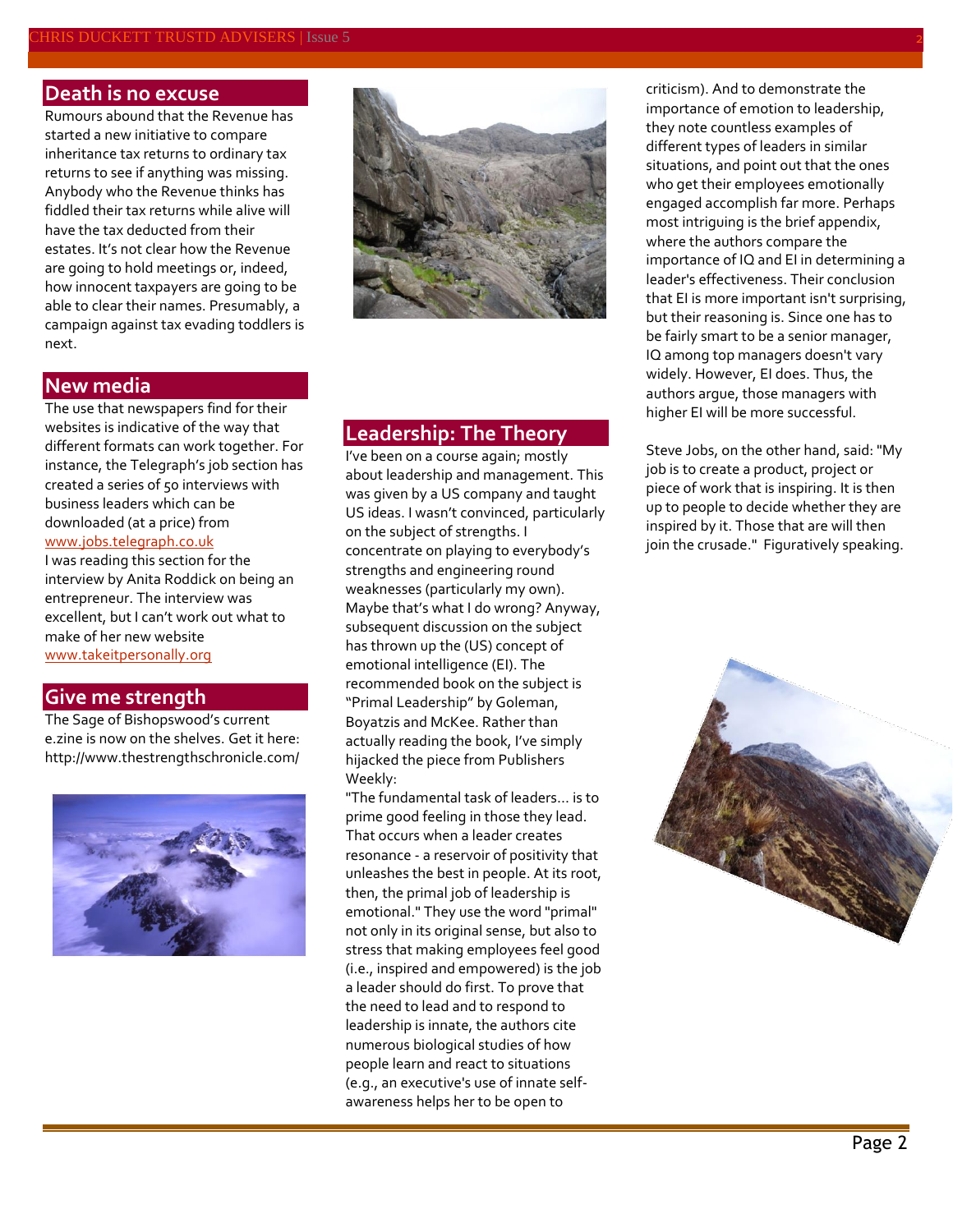## Death is no excuse

Rumours abound that the Revenue has started a new initiative to compare inheritance tax returns to ordinary tax returns to see if anything was missing. Anybody who the Revenue thinks has fiddled their tax returns while alive will have the tax deducted from their estates. It's not clear how the Revenue are going to hold meetings or, indeed, how innocent taxpayers are going to be able to clear their names. Presumably, a campaign against tax evading toddlers is next.

## New media

The use that newspapers find for their websites is indicative of the way that different formats can work together. For instance, the Telegraph's job section has created a series of 50 interviews with business leaders which can be downloaded (at a price) from www.jobs.telegraph.co.uk

I was reading this section for the interview by Anita Roddick on being an entrepreneur. The interview was excellent, but I can't work out what to make of her new website www.takeitpersonally.org

## Give me strength

The Sage of Bishopswood's current e.zine is now on the shelves. Get it here: http://www.thestrengthschronicle.com/

## Leadership: The Theory

I've been on a course again; mostly about leadership and management. This was given by a US company and taught US ideas. I wasn't convinced, particularly on the subject of strengths. I concentrate on playing to everybody's strengths and engineering round weaknesses (particularly my own). Maybe that's what I do wrong? Anyway, subsequent discussion on the subject has thrown up the (US) concept of emotional intelligence (EI). The recommended book on the subject is "Primal Leadership" by Goleman, Boyatzis and McKee. Rather than actually reading the book, I've simply hijacked the piece from Publishers Weekly:

"The fundamental task of leaders... is to prime good feeling in those they lead. That occurs when a leader creates resonance - a reservoir of positivity that unleashes the best in people. At its root, then, the primal job of leadership is emotional." They use the word "primal" not only in its original sense, but also to stress that making employees feel good (i.e., inspired and empowered) is the job a leader should do first. To prove that the need to lead and to respond to leadership is innate, the authors cite numerous biological studies of how people learn and react to situations (e.g., an executive's use of innate self-awareness helps her to be open to criticism). And to demonstrate the importance of emotion to leadership, they note countless examples of different types of leaders in similar situations, and point out that the ones who get their employees emotionally engaged accomplish far more. Perhaps most intriguing is the brief appendix, where the authors compare the importance of IQ and EI in determining a leader's effectiveness. Their conclusion that EI is more important isn't surprising, but their reasoning is. Since one has to be fairly smart to be a senior manager, IQ among top managers doesn't vary widely. However, EI does. Thus, the authors argue, those managers with higher EI will be more successful.

Steve Jobs, on the other hand, said: "My job is to create a product, project or piece of work that is inspiring. It is then up to people to decide whether they are inspired by it. Those that are will then join the crusade." Figuratively speaking.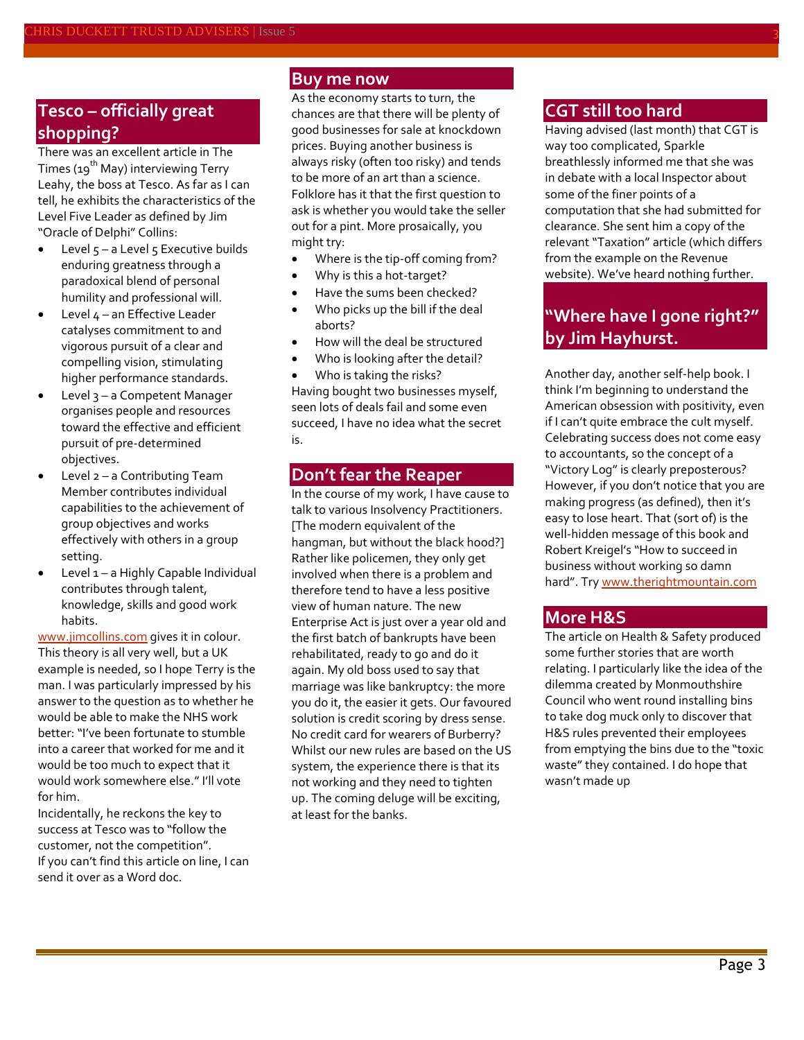## Tesco – officially great shopping?

There was an excellent article in The Times (19th May) interviewing Terry Leahy, the boss at Tesco. As far as I can tell, he exhibits the characteristics of the Level Five Leader as defined by Jim "Oracle of Delphi" Collins:

- Level 5 – a Level 5 Executive builds enduring greatness through a paradoxical blend of personal humility and professional will.
- Level 4 – an Effective Leader catalyses commitment to and vigorous pursuit of a clear and compelling vision, stimulating higher performance standards.
- Level 3 – a Competent Manager organises people and resources toward the effective and efficient pursuit of pre-determined objectives.
- Level 2 – a Contributing Team Member contributes individual capabilities to the achievement of group objectives and works effectively with others in a group setting.
- Level 1 – a Highly Capable Individual contributes through talent, knowledge, skills and good work habits.

www.jimcollins.com gives it in colour. This theory is all very well, but a UK example is needed, so I hope Terry is the man. I was particularly impressed by his answer to the question as to whether he would be able to make the NHS work better: "I've been fortunate to stumble into a career that worked for me and it would be too much to expect that it would work somewhere else." I'll vote for him.

Incidentally, he reckons the key to success at Tesco was to "follow the customer, not the competition".

If you can't find this article on line, I can send it over as a Word doc.

## Buy me now

As the economy starts to turn, the chances are that there will be plenty of good businesses for sale at knockdown prices. Buying another business is always risky (often too risky) and tends to be more of an art than a science. Folklore has it that the first question to ask is whether you would take the seller out for a pint. More prosaically, you might try:

- Where is the tip-off coming from?
- Why is this a hot-target?
- Have the sums been checked?
- Who picks up the bill if the deal aborts?
- How will the deal be structured
- Who is looking after the detail?
- Who is taking the risks?

Having bought two businesses myself, seen lots of deals fail and some even succeed, I have no idea what the secret is.

## Don't fear the Reaper

In the course of my work, I have cause to talk to various Insolvency Practitioners. [The modern equivalent of the hangman, but without the black hood?] Rather like policemen, they only get involved when there is a problem and therefore tend to have a less positive view of human nature. The new Enterprise Act is just over a year old and the first batch of bankrupts have been rehabilitated, ready to go and do it again. My old boss used to say that marriage was like bankruptcy: the more you do it, the easier it gets. Our favoured solution is credit scoring by dress sense. No credit card for wearers of Burberry? Whilst our new rules are based on the US system, the experience there is that its not working and they need to tighten up. The coming deluge will be exciting, at least for the banks.

## CGT still too hard

Having advised (last month) that CGT is way too complicated, Sparkle breathlessly informed me that she was in debate with a local Inspector about some of the finer points of a computation that she had submitted for clearance. She sent him a copy of the relevant "Taxation" article (which differs from the example on the Revenue website). We've heard nothing further.

## "Where have I gone right?" by Jim Hayhurst.

Another day, another self-help book. I think I'm beginning to understand the American obsession with positivity, even if I can't quite embrace the cult myself. Celebrating success does not come easy to accountants, so the concept of a "Victory Log" is clearly preposterous? However, if you don't notice that you are making progress (as defined), then it's easy to lose heart. That (sort of) is the well-hidden message of this book and Robert Kreigel's "How to succeed in business without working so damn hard". Try www.therightmountain.com

## More H&S

The article on Health & Safety produced some further stories that are worth relating. I particularly like the idea of the dilemma created by Monmouthshire Council who went round installing bins to take dog muck only to discover that H&S rules prevented their employees from emptying the bins due to the "toxic waste" they contained. I do hope that wasn't made up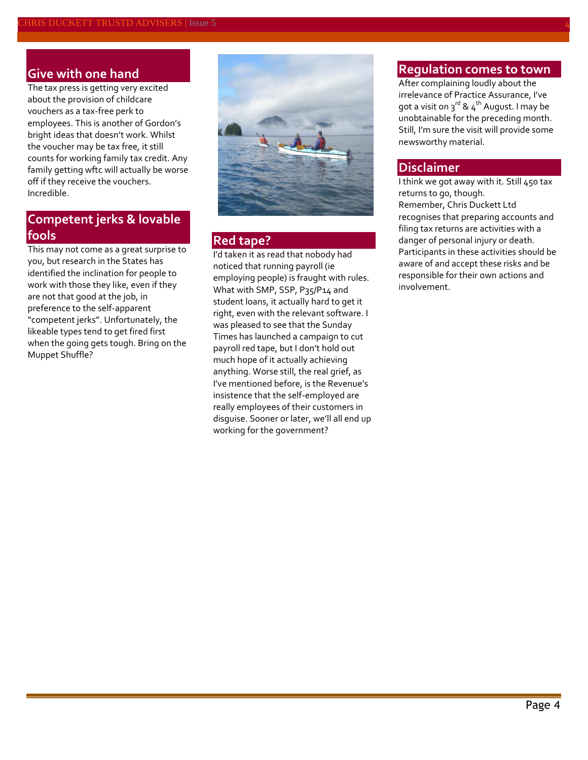## Give with one hand

The tax press is getting very excited about the provision of childcare vouchers as a tax-free perk to employees. This is another of Gordon's bright ideas that doesn't work. Whilst the voucher may be tax free, it still counts for working family tax credit. Any family getting wftc will actually be worse off if they receive the vouchers. Incredible.

## Competent jerks & lovable fools

This may not come as a great surprise to you, but research in the States has identified the inclination for people to work with those they like, even if they are not that good at the job, in preference to the self-apparent "competent jerks". Unfortunately, the likeable types tend to get fired first when the going gets tough. Bring on the Muppet Shuffle?

## Red tape?

I'd taken it as read that nobody had noticed that running payroll (ie employing people) is fraught with rules. What with SMP, SSP, P35/P14 and student loans, it actually hard to get it right, even with the relevant software. I was pleased to see that the Sunday Times has launched a campaign to cut payroll red tape, but I don't hold out much hope of it actually achieving anything. Worse still, the real grief, as I've mentioned before, is the Revenue's insistence that the self-employed are really employees of their customers in disguise. Sooner or later, we'll all end up working for the government?

## Regulation comes to town

After complaining loudly about the irrelevance of Practice Assurance, I've got a visit on 3rd & 4th August. I may be unobtainable for the preceding month. Still, I'm sure the visit will provide some newsworthy material.

## Disclaimer

I think we got away with it. Still 450 tax returns to go, though.

Remember, Chris Duckett Ltd recognises that preparing accounts and filing tax returns are activities with a danger of personal injury or death. Participants in these activities should be aware of and accept these risks and be responsible for their own actions and involvement.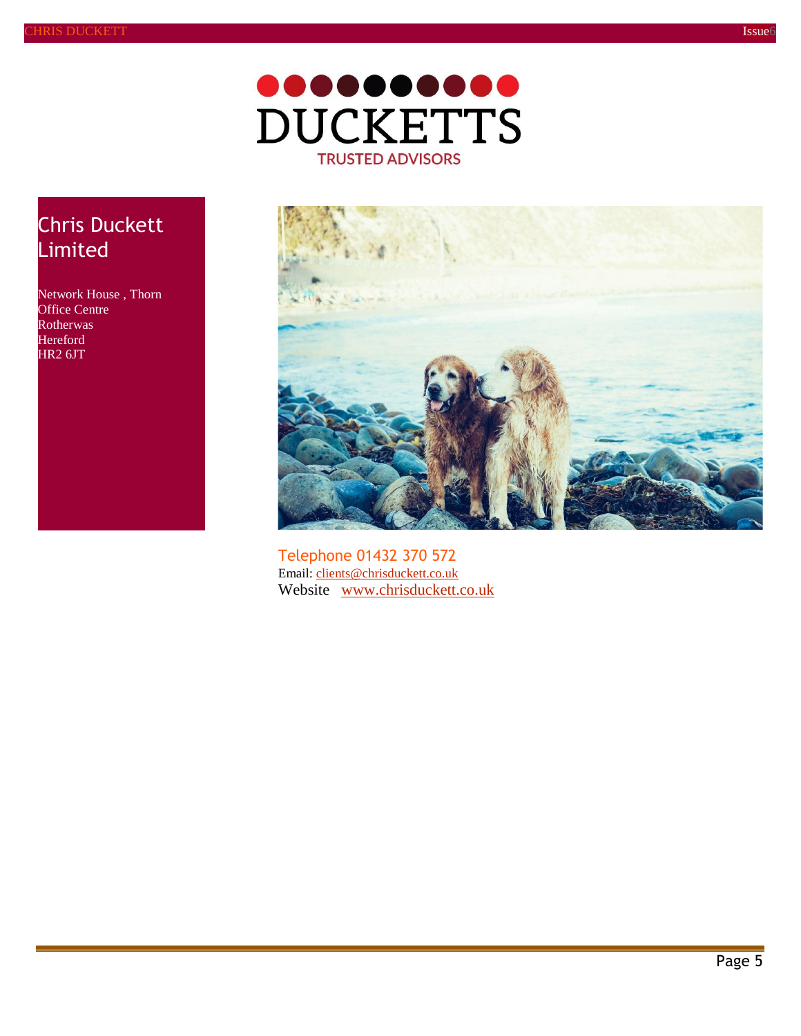DUCKETTS

TRUSTED ADVISORS

## Chris Duckett Limited

Network House , Thorn Office Centre
Rotherwas
Hereford
HR2 6JT

Telephone 01432 370 572

Email: clients@chrisduckett.co.uk

Website www.chrisduckett.co.uk